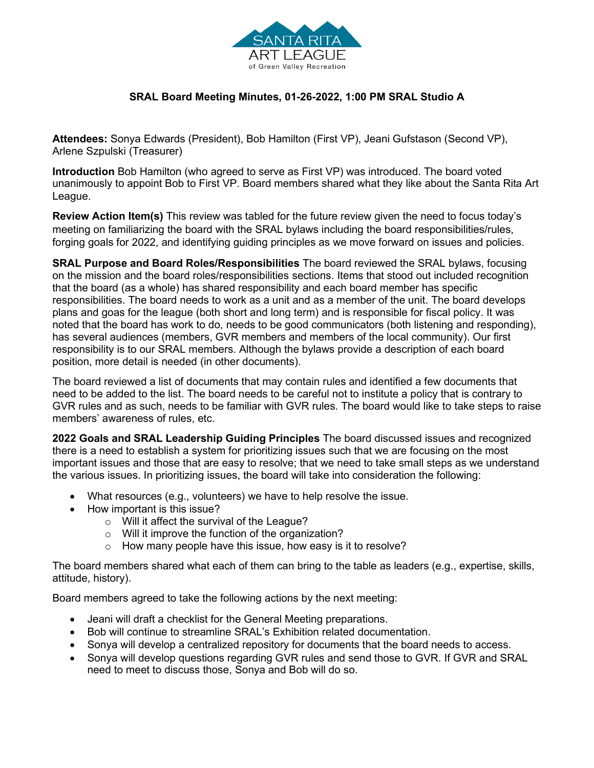SANTA RITA ART LEAGUE
of Green Valley Recreation

**SRAL Board Meeting Minutes, 01-26-2022, 1:00 PM SRAL Studio A**

**Attendees:** Sonya Edwards (President), Bob Hamilton (First VP), Jeani Gufstason (Second VP), Arlene Szpulski (Treasurer)

**Introduction** Bob Hamilton (who agreed to serve as First VP) was introduced. The board voted unanimously to appoint Bob to First VP. Board members shared what they like about the Santa Rita Art League.

**Review Action Item(s)** This review was tabled for the future review given the need to focus today's meeting on familiarizing the board with the SRAL bylaws including the board responsibilities/rules, forging goals for 2022, and identifying guiding principles as we move forward on issues and policies.

**SRAL Purpose and Board Roles/Responsibilities** The board reviewed the SRAL bylaws, focusing on the mission and the board roles/responsibilities sections. Items that stood out included recognition that the board (as a whole) has shared responsibility and each board member has specific responsibilities. The board needs to work as a unit and as a member of the unit. The board develops plans and goas for the league (both short and long term) and is responsible for fiscal policy. It was noted that the board has work to do, needs to be good communicators (both listening and responding), has several audiences (members, GVR members and members of the local community). Our first responsibility is to our SRAL members. Although the bylaws provide a description of each board position, more detail is needed (in other documents).

The board reviewed a list of documents that may contain rules and identified a few documents that need to be added to the list. The board needs to be careful not to institute a policy that is contrary to GVR rules and as such, needs to be familiar with GVR rules. The board would like to take steps to raise members' awareness of rules, etc.

**2022 Goals and SRAL Leadership Guiding Principles** The board discussed issues and recognized there is a need to establish a system for prioritizing issues such that we are focusing on the most important issues and those that are easy to resolve; that we need to take small steps as we understand the various issues. In prioritizing issues, the board will take into consideration the following:

- What resources (e.g., volunteers) we have to help resolve the issue.
- How important is this issue?
  - Will it affect the survival of the League?
  - Will it improve the function of the organization?
  - How many people have this issue, how easy is it to resolve?

The board members shared what each of them can bring to the table as leaders (e.g., expertise, skills, attitude, history).

Board members agreed to take the following actions by the next meeting:

- Jeani will draft a checklist for the General Meeting preparations.
- Bob will continue to streamline SRAL's Exhibition related documentation.
- Sonya will develop a centralized repository for documents that the board needs to access.
- Sonya will develop questions regarding GVR rules and send those to GVR. If GVR and SRAL need to meet to discuss those, Sonya and Bob will do so.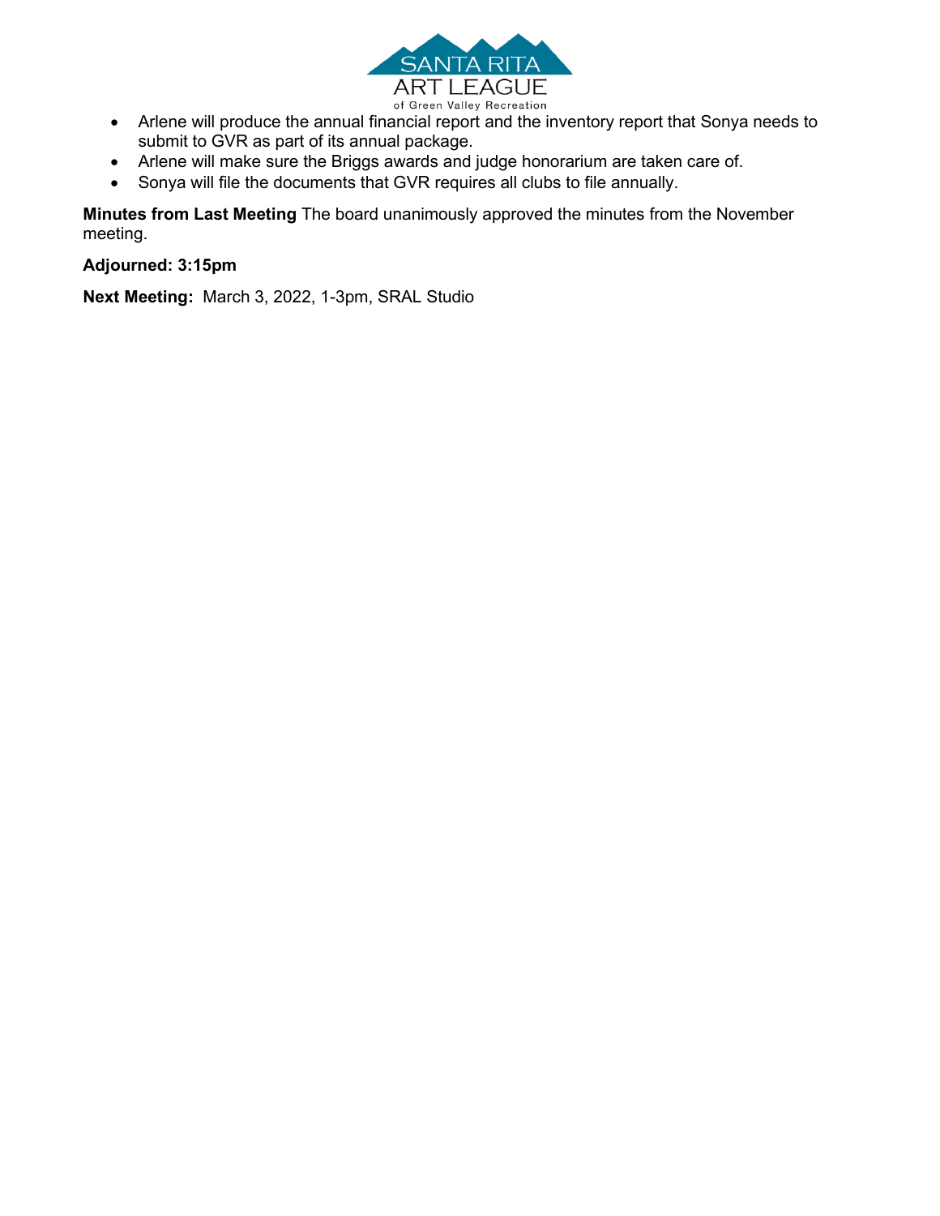- Arlene will produce the annual financial report and the inventory report that Sonya needs to submit to GVR as part of its annual package.
- Arlene will make sure the Briggs awards and judge honorarium are taken care of.
- Sonya will file the documents that GVR requires all clubs to file annually.

**Minutes from Last Meeting** The board unanimously approved the minutes from the November meeting.

**Adjourned: 3:15pm**

**Next Meeting:** March 3, 2022, 1-3pm, SRAL Studio